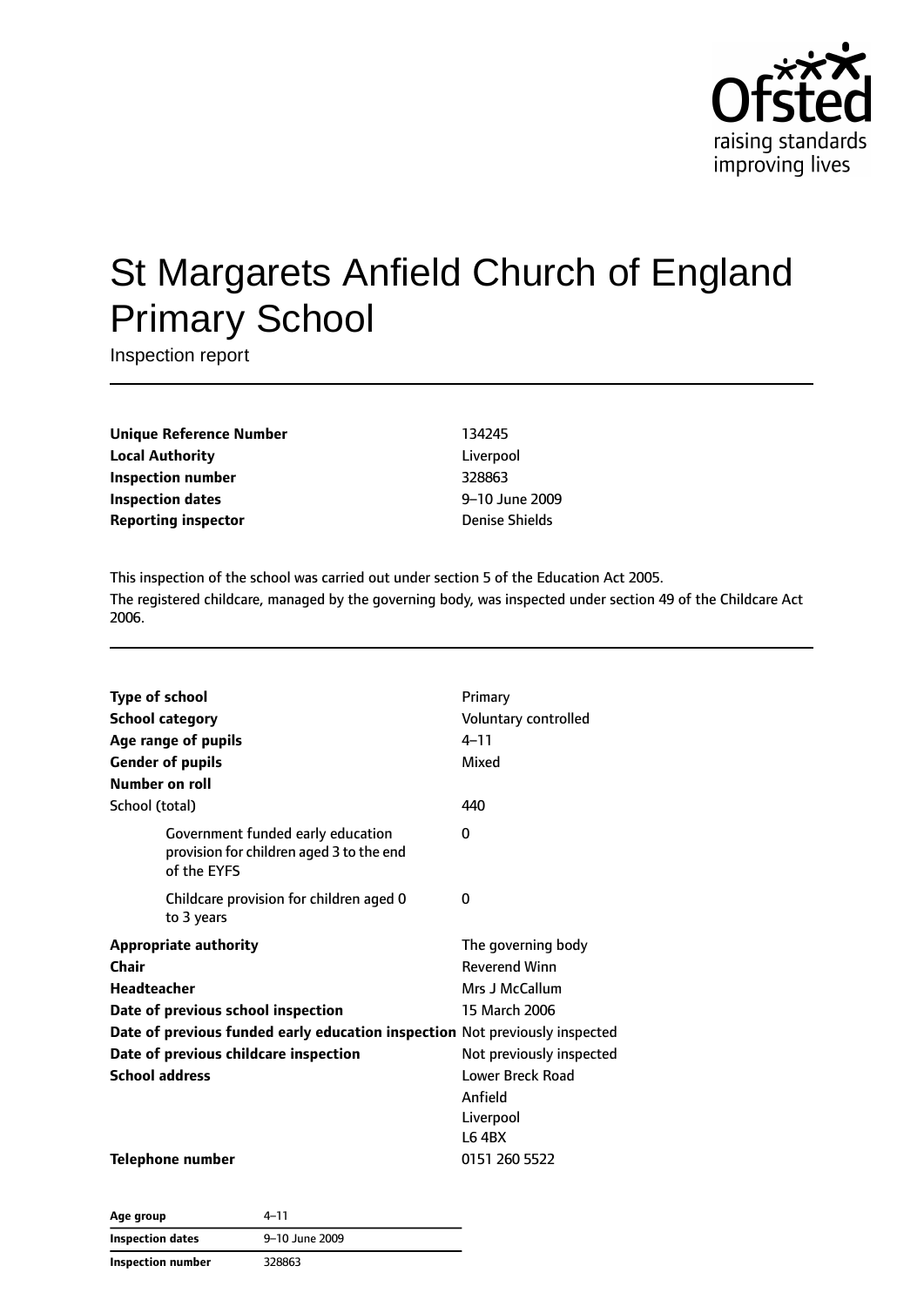# St Margarets Anfield Church of England Primary School

Inspection report

| | |
|---|---|
| **Unique Reference Number** | 134245 |
| **Local Authority** | Liverpool |
| **Inspection number** | 328863 |
| **Inspection dates** | 9–10 June 2009 |
| **Reporting inspector** | Denise Shields |

This inspection of the school was carried out under section 5 of the Education Act 2005.

The registered childcare, managed by the governing body, was inspected under section 49 of the Childcare Act 2006.

| | |
|---|---|
| **Type of school** | Primary |
| **School category** | Voluntary controlled |
| **Age range of pupils** | 4–11 |
| **Gender of pupils** | Mixed |
| **Number on roll** | |
| School (total) | 440 |
| Government funded early education provision for children aged 3 to the end of the EYFS | 0 |
| Childcare provision for children aged 0 to 3 years | 0 |
| **Appropriate authority** | The governing body |
| **Chair** | Reverend Winn |
| **Headteacher** | Mrs J McCallum |
| **Date of previous school inspection** | 15 March 2006 |
| **Date of previous funded early education inspection** | Not previously inspected |
| **Date of previous childcare inspection** | Not previously inspected |
| **School address** | Lower Breck Road<br>Anfield<br>Liverpool<br>L6 4BX |
| **Telephone number** | 0151 260 5522 |

| | |
|---|---|
| **Age group** | 4–11 |
| **Inspection dates** | 9–10 June 2009 |
| **Inspection number** | 328863 |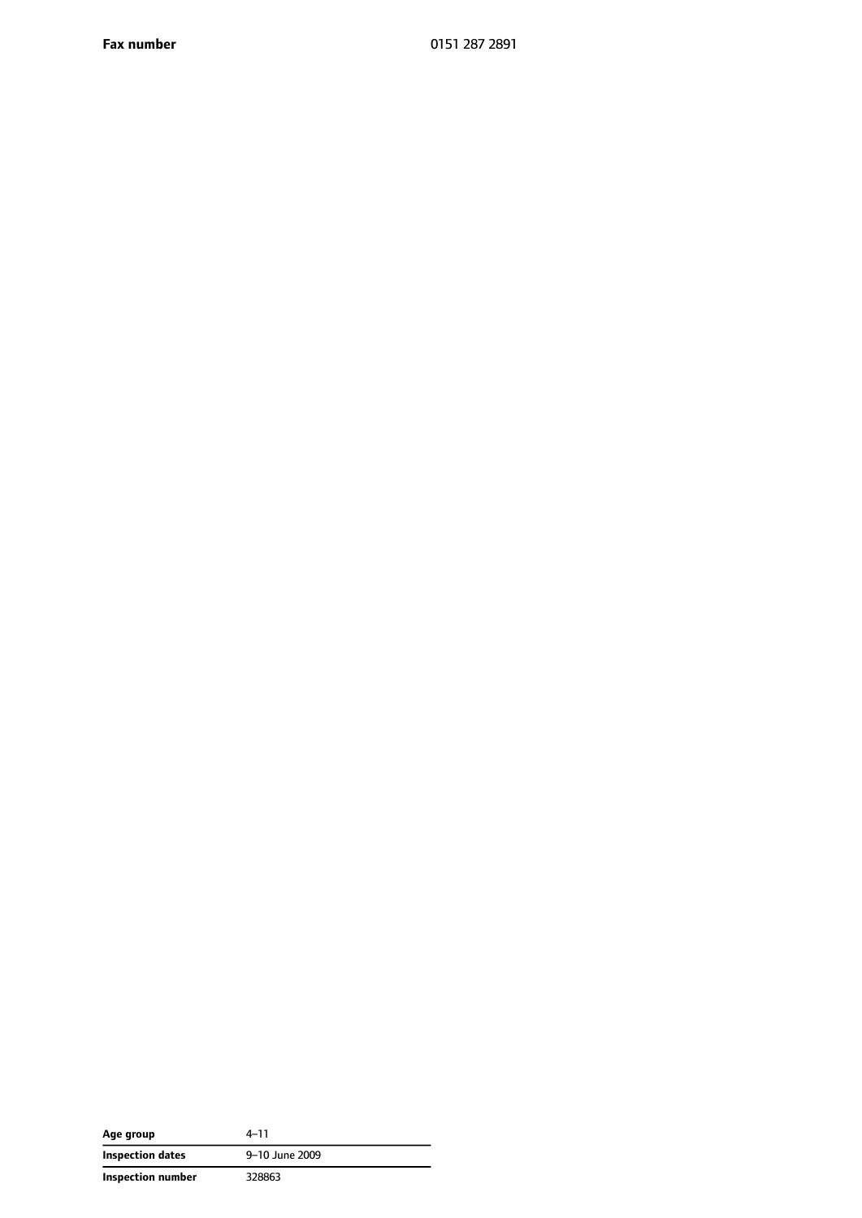| **Fax number** | 0151 287 2891 |
|---|---|

| **Age group** | 4–11 |
|---|---|
| **Inspection dates** | 9–10 June 2009 |
| **Inspection number** | 328863 |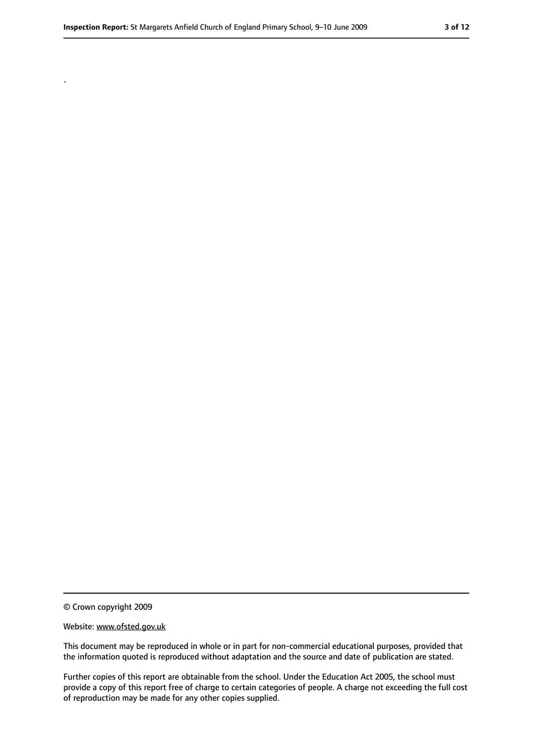.

© Crown copyright 2009

Website: www.ofsted.gov.uk

This document may be reproduced in whole or in part for non-commercial educational purposes, provided that the information quoted is reproduced without adaptation and the source and date of publication are stated.

Further copies of this report are obtainable from the school. Under the Education Act 2005, the school must provide a copy of this report free of charge to certain categories of people. A charge not exceeding the full cost of reproduction may be made for any other copies supplied.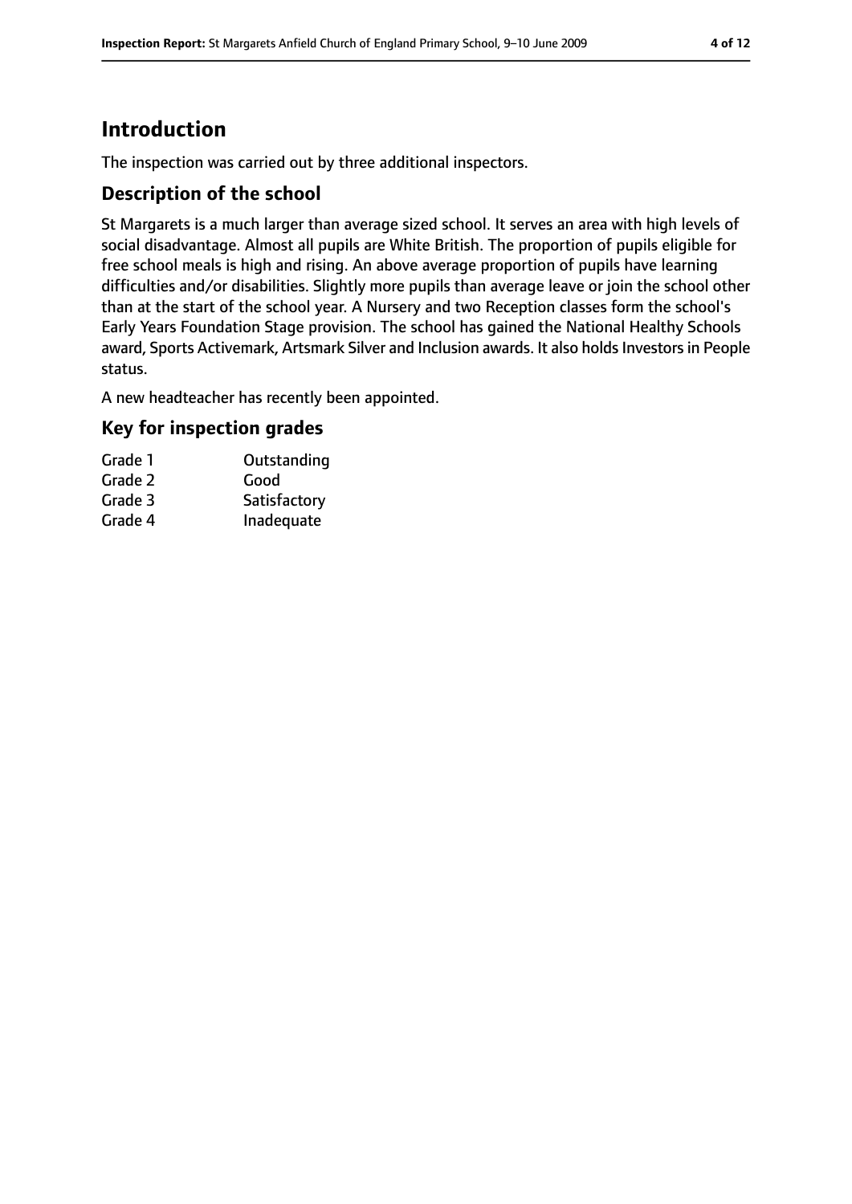# Introduction

The inspection was carried out by three additional inspectors.

## Description of the school

St Margarets is a much larger than average sized school. It serves an area with high levels of social disadvantage. Almost all pupils are White British. The proportion of pupils eligible for free school meals is high and rising. An above average proportion of pupils have learning difficulties and/or disabilities. Slightly more pupils than average leave or join the school other than at the start of the school year. A Nursery and two Reception classes form the school's Early Years Foundation Stage provision. The school has gained the National Healthy Schools award, Sports Activemark, Artsmark Silver and Inclusion awards. It also holds Investors in People status.

A new headteacher has recently been appointed.

## Key for inspection grades

| | |
|---|---|
| Grade 1 | Outstanding |
| Grade 2 | Good |
| Grade 3 | Satisfactory |
| Grade 4 | Inadequate |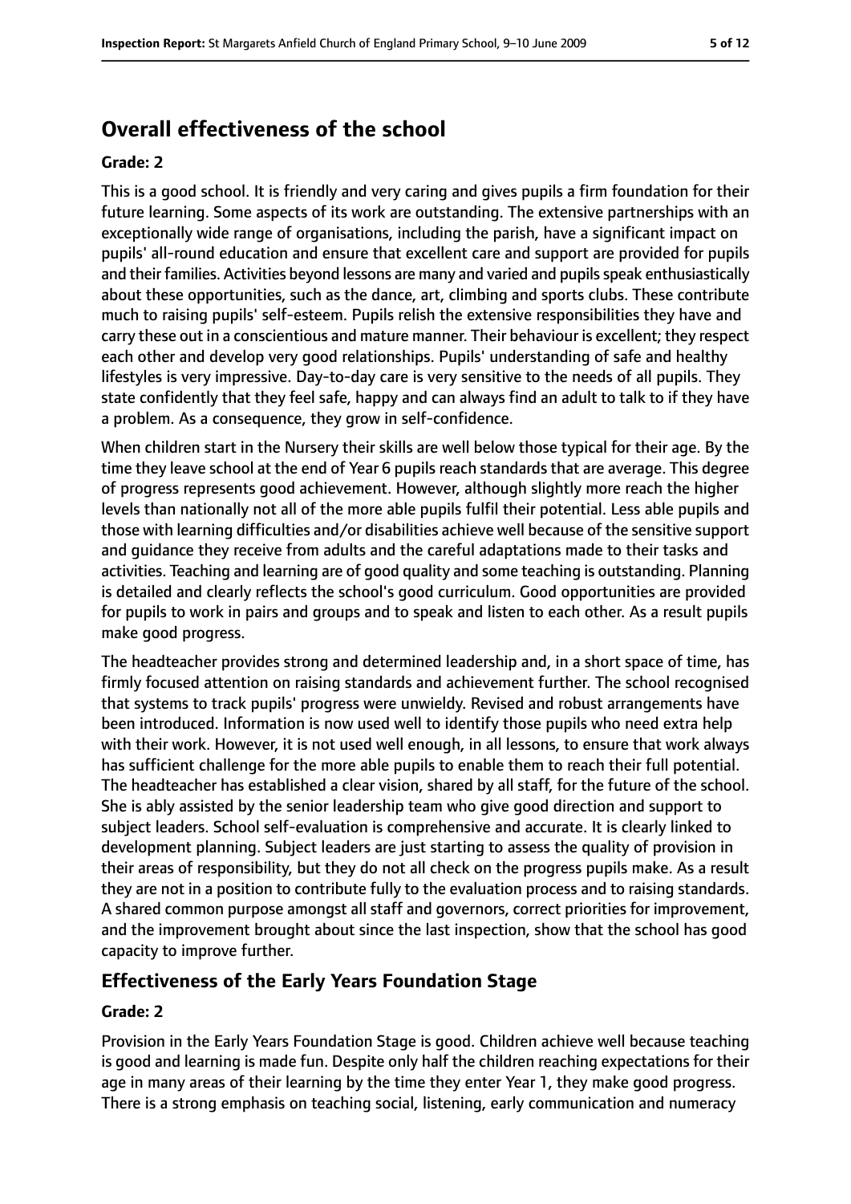## Overall effectiveness of the school

**Grade: 2**

This is a good school. It is friendly and very caring and gives pupils a firm foundation for their future learning. Some aspects of its work are outstanding. The extensive partnerships with an exceptionally wide range of organisations, including the parish, have a significant impact on pupils' all-round education and ensure that excellent care and support are provided for pupils and their families. Activities beyond lessons are many and varied and pupils speak enthusiastically about these opportunities, such as the dance, art, climbing and sports clubs. These contribute much to raising pupils' self-esteem. Pupils relish the extensive responsibilities they have and carry these out in a conscientious and mature manner. Their behaviour is excellent; they respect each other and develop very good relationships. Pupils' understanding of safe and healthy lifestyles is very impressive. Day-to-day care is very sensitive to the needs of all pupils. They state confidently that they feel safe, happy and can always find an adult to talk to if they have a problem. As a consequence, they grow in self-confidence.

When children start in the Nursery their skills are well below those typical for their age. By the time they leave school at the end of Year 6 pupils reach standards that are average. This degree of progress represents good achievement. However, although slightly more reach the higher levels than nationally not all of the more able pupils fulfil their potential. Less able pupils and those with learning difficulties and/or disabilities achieve well because of the sensitive support and guidance they receive from adults and the careful adaptations made to their tasks and activities. Teaching and learning are of good quality and some teaching is outstanding. Planning is detailed and clearly reflects the school's good curriculum. Good opportunities are provided for pupils to work in pairs and groups and to speak and listen to each other. As a result pupils make good progress.

The headteacher provides strong and determined leadership and, in a short space of time, has firmly focused attention on raising standards and achievement further. The school recognised that systems to track pupils' progress were unwieldy. Revised and robust arrangements have been introduced. Information is now used well to identify those pupils who need extra help with their work. However, it is not used well enough, in all lessons, to ensure that work always has sufficient challenge for the more able pupils to enable them to reach their full potential. The headteacher has established a clear vision, shared by all staff, for the future of the school. She is ably assisted by the senior leadership team who give good direction and support to subject leaders. School self-evaluation is comprehensive and accurate. It is clearly linked to development planning. Subject leaders are just starting to assess the quality of provision in their areas of responsibility, but they do not all check on the progress pupils make. As a result they are not in a position to contribute fully to the evaluation process and to raising standards. A shared common purpose amongst all staff and governors, correct priorities for improvement, and the improvement brought about since the last inspection, show that the school has good capacity to improve further.

### Effectiveness of the Early Years Foundation Stage

**Grade: 2**

Provision in the Early Years Foundation Stage is good. Children achieve well because teaching is good and learning is made fun. Despite only half the children reaching expectations for their age in many areas of their learning by the time they enter Year 1, they make good progress. There is a strong emphasis on teaching social, listening, early communication and numeracy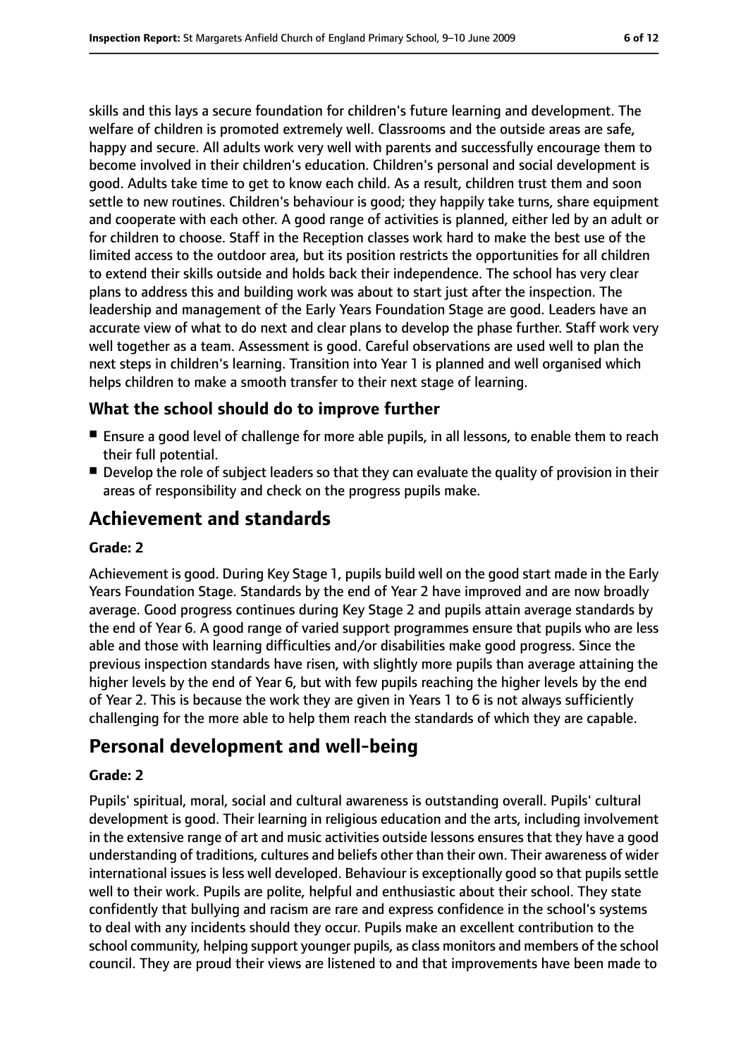skills and this lays a secure foundation for children's future learning and development. The welfare of children is promoted extremely well. Classrooms and the outside areas are safe, happy and secure. All adults work very well with parents and successfully encourage them to become involved in their children's education. Children's personal and social development is good. Adults take time to get to know each child. As a result, children trust them and soon settle to new routines. Children's behaviour is good; they happily take turns, share equipment and cooperate with each other. A good range of activities is planned, either led by an adult or for children to choose. Staff in the Reception classes work hard to make the best use of the limited access to the outdoor area, but its position restricts the opportunities for all children to extend their skills outside and holds back their independence. The school has very clear plans to address this and building work was about to start just after the inspection. The leadership and management of the Early Years Foundation Stage are good. Leaders have an accurate view of what to do next and clear plans to develop the phase further. Staff work very well together as a team. Assessment is good. Careful observations are used well to plan the next steps in children's learning. Transition into Year 1 is planned and well organised which helps children to make a smooth transfer to their next stage of learning.

### What the school should do to improve further

- Ensure a good level of challenge for more able pupils, in all lessons, to enable them to reach their full potential.
- Develop the role of subject leaders so that they can evaluate the quality of provision in their areas of responsibility and check on the progress pupils make.

## Achievement and standards

**Grade: 2**

Achievement is good. During Key Stage 1, pupils build well on the good start made in the Early Years Foundation Stage. Standards by the end of Year 2 have improved and are now broadly average. Good progress continues during Key Stage 2 and pupils attain average standards by the end of Year 6. A good range of varied support programmes ensure that pupils who are less able and those with learning difficulties and/or disabilities make good progress. Since the previous inspection standards have risen, with slightly more pupils than average attaining the higher levels by the end of Year 6, but with few pupils reaching the higher levels by the end of Year 2. This is because the work they are given in Years 1 to 6 is not always sufficiently challenging for the more able to help them reach the standards of which they are capable.

## Personal development and well-being

**Grade: 2**

Pupils' spiritual, moral, social and cultural awareness is outstanding overall. Pupils' cultural development is good. Their learning in religious education and the arts, including involvement in the extensive range of art and music activities outside lessons ensures that they have a good understanding of traditions, cultures and beliefs other than their own. Their awareness of wider international issues is less well developed. Behaviour is exceptionally good so that pupils settle well to their work. Pupils are polite, helpful and enthusiastic about their school. They state confidently that bullying and racism are rare and express confidence in the school's systems to deal with any incidents should they occur. Pupils make an excellent contribution to the school community, helping support younger pupils, as class monitors and members of the school council. They are proud their views are listened to and that improvements have been made to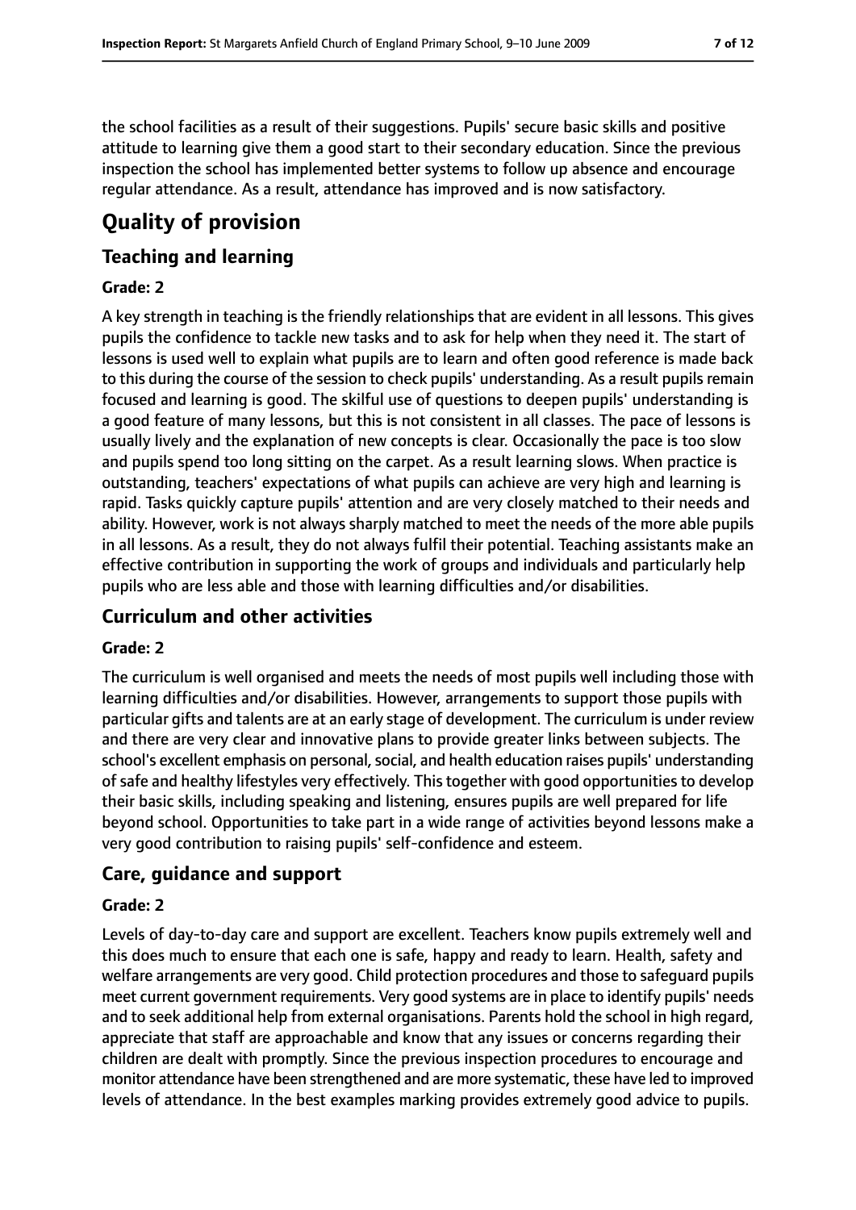the school facilities as a result of their suggestions. Pupils' secure basic skills and positive attitude to learning give them a good start to their secondary education. Since the previous inspection the school has implemented better systems to follow up absence and encourage regular attendance. As a result, attendance has improved and is now satisfactory.

# Quality of provision

## Teaching and learning

### Grade: 2

A key strength in teaching is the friendly relationships that are evident in all lessons. This gives pupils the confidence to tackle new tasks and to ask for help when they need it. The start of lessons is used well to explain what pupils are to learn and often good reference is made back to this during the course of the session to check pupils' understanding. As a result pupils remain focused and learning is good. The skilful use of questions to deepen pupils' understanding is a good feature of many lessons, but this is not consistent in all classes. The pace of lessons is usually lively and the explanation of new concepts is clear. Occasionally the pace is too slow and pupils spend too long sitting on the carpet. As a result learning slows. When practice is outstanding, teachers' expectations of what pupils can achieve are very high and learning is rapid. Tasks quickly capture pupils' attention and are very closely matched to their needs and ability. However, work is not always sharply matched to meet the needs of the more able pupils in all lessons. As a result, they do not always fulfil their potential. Teaching assistants make an effective contribution in supporting the work of groups and individuals and particularly help pupils who are less able and those with learning difficulties and/or disabilities.

## Curriculum and other activities

### Grade: 2

The curriculum is well organised and meets the needs of most pupils well including those with learning difficulties and/or disabilities. However, arrangements to support those pupils with particular gifts and talents are at an early stage of development. The curriculum is under review and there are very clear and innovative plans to provide greater links between subjects. The school's excellent emphasis on personal, social, and health education raises pupils' understanding of safe and healthy lifestyles very effectively. This together with good opportunities to develop their basic skills, including speaking and listening, ensures pupils are well prepared for life beyond school. Opportunities to take part in a wide range of activities beyond lessons make a very good contribution to raising pupils' self-confidence and esteem.

## Care, guidance and support

### Grade: 2

Levels of day-to-day care and support are excellent. Teachers know pupils extremely well and this does much to ensure that each one is safe, happy and ready to learn. Health, safety and welfare arrangements are very good. Child protection procedures and those to safeguard pupils meet current government requirements. Very good systems are in place to identify pupils' needs and to seek additional help from external organisations. Parents hold the school in high regard, appreciate that staff are approachable and know that any issues or concerns regarding their children are dealt with promptly. Since the previous inspection procedures to encourage and monitor attendance have been strengthened and are more systematic, these have led to improved levels of attendance. In the best examples marking provides extremely good advice to pupils.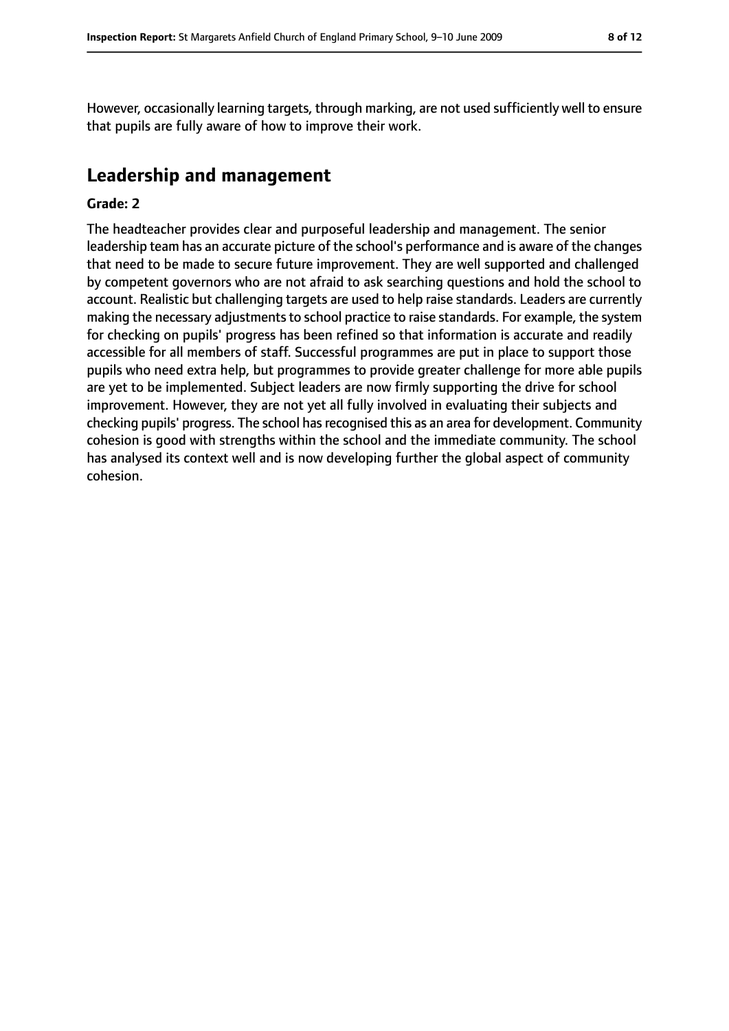However, occasionally learning targets, through marking, are not used sufficiently well to ensure that pupils are fully aware of how to improve their work.

## Leadership and management

**Grade: 2**

The headteacher provides clear and purposeful leadership and management. The senior leadership team has an accurate picture of the school's performance and is aware of the changes that need to be made to secure future improvement. They are well supported and challenged by competent governors who are not afraid to ask searching questions and hold the school to account. Realistic but challenging targets are used to help raise standards. Leaders are currently making the necessary adjustments to school practice to raise standards. For example, the system for checking on pupils' progress has been refined so that information is accurate and readily accessible for all members of staff. Successful programmes are put in place to support those pupils who need extra help, but programmes to provide greater challenge for more able pupils are yet to be implemented. Subject leaders are now firmly supporting the drive for school improvement. However, they are not yet all fully involved in evaluating their subjects and checking pupils' progress. The school has recognised this as an area for development. Community cohesion is good with strengths within the school and the immediate community. The school has analysed its context well and is now developing further the global aspect of community cohesion.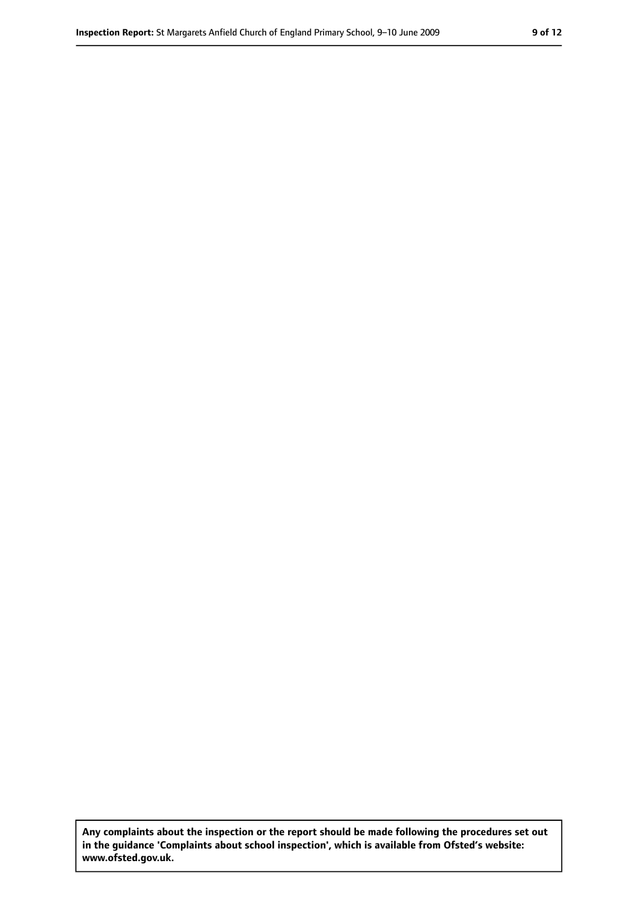**Any complaints about the inspection or the report should be made following the procedures set out in the guidance 'Complaints about school inspection', which is available from Ofsted's website: www.ofsted.gov.uk.**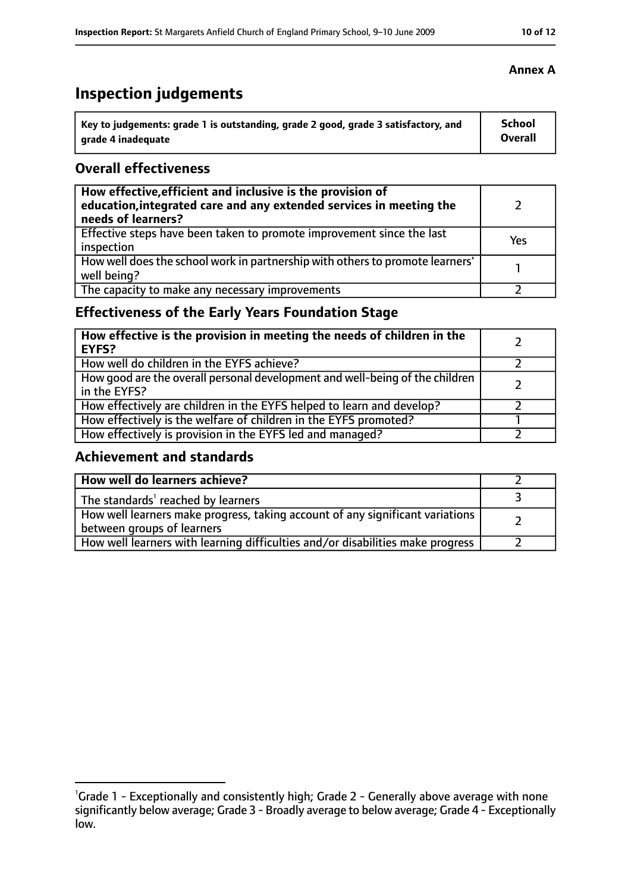**Annex A**

# Inspection judgements

| Key to judgements: grade 1 is outstanding, grade 2 good, grade 3 satisfactory, and grade 4 inadequate | School Overall |
|---|---|

## Overall effectiveness

| | |
|---|---|
| **How effective, efficient and inclusive is the provision of education, integrated care and any extended services in meeting the needs of learners?** | 2 |
| Effective steps have been taken to promote improvement since the last inspection | Yes |
| How well does the school work in partnership with others to promote learners' well being? | 1 |
| The capacity to make any necessary improvements | 2 |

## Effectiveness of the Early Years Foundation Stage

| | |
|---|---|
| **How effective is the provision in meeting the needs of children in the EYFS?** | 2 |
| How well do children in the EYFS achieve? | 2 |
| How good are the overall personal development and well-being of the children in the EYFS? | 2 |
| How effectively are children in the EYFS helped to learn and develop? | 2 |
| How effectively is the welfare of children in the EYFS promoted? | 1 |
| How effectively is provision in the EYFS led and managed? | 2 |

## Achievement and standards

| | |
|---|---|
| **How well do learners achieve?** | 2 |
| The standards[1] reached by learners | 3 |
| How well learners make progress, taking account of any significant variations between groups of learners | 2 |
| How well learners with learning difficulties and/or disabilities make progress | 2 |

[1]Grade 1 - Exceptionally and consistently high; Grade 2 - Generally above average with none significantly below average; Grade 3 - Broadly average to below average; Grade 4 - Exceptionally low.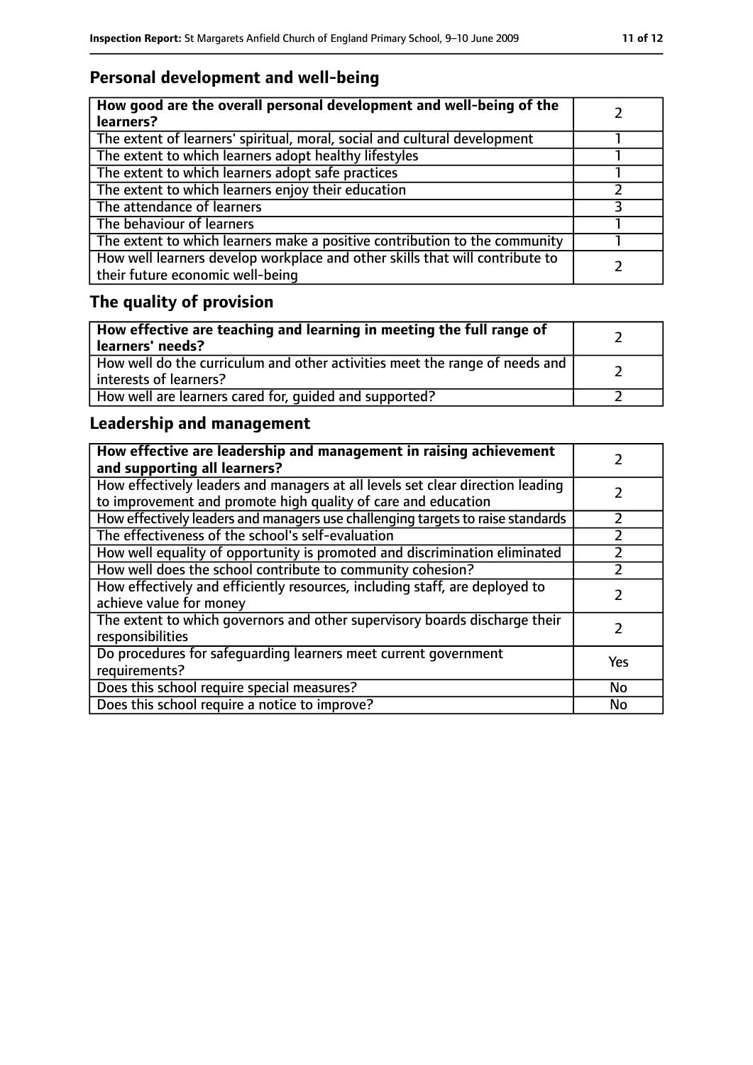## Personal development and well-being

| How good are the overall personal development and well-being of the learners? | 2 |
|---|---|
| The extent of learners' spiritual, moral, social and cultural development | 1 |
| The extent to which learners adopt healthy lifestyles | 1 |
| The extent to which learners adopt safe practices | 1 |
| The extent to which learners enjoy their education | 2 |
| The attendance of learners | 3 |
| The behaviour of learners | 1 |
| The extent to which learners make a positive contribution to the community | 1 |
| How well learners develop workplace and other skills that will contribute to their future economic well-being | 2 |

## The quality of provision

| How effective are teaching and learning in meeting the full range of learners' needs? | 2 |
|---|---|
| How well do the curriculum and other activities meet the range of needs and interests of learners? | 2 |
| How well are learners cared for, guided and supported? | 2 |

## Leadership and management

| How effective are leadership and management in raising achievement and supporting all learners? | 2 |
|---|---|
| How effectively leaders and managers at all levels set clear direction leading to improvement and promote high quality of care and education | 2 |
| How effectively leaders and managers use challenging targets to raise standards | 2 |
| The effectiveness of the school's self-evaluation | 2 |
| How well equality of opportunity is promoted and discrimination eliminated | 2 |
| How well does the school contribute to community cohesion? | 2 |
| How effectively and efficiently resources, including staff, are deployed to achieve value for money | 2 |
| The extent to which governors and other supervisory boards discharge their responsibilities | 2 |
| Do procedures for safeguarding learners meet current government requirements? | Yes |
| Does this school require special measures? | No |
| Does this school require a notice to improve? | No |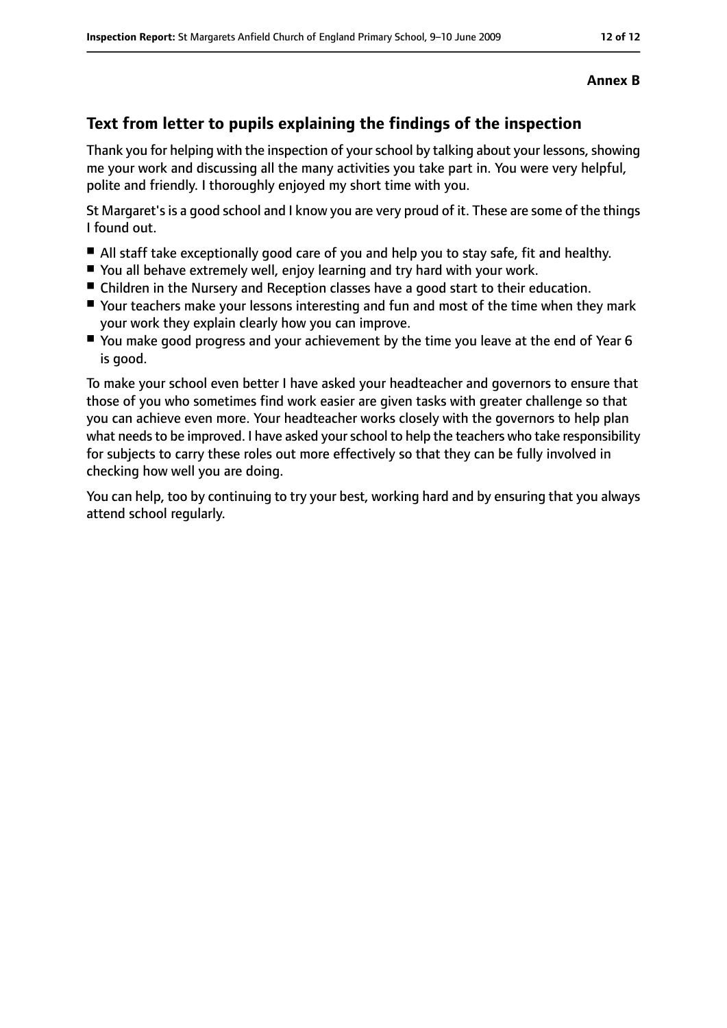**Annex B**

## Text from letter to pupils explaining the findings of the inspection

Thank you for helping with the inspection of your school by talking about your lessons, showing me your work and discussing all the many activities you take part in. You were very helpful, polite and friendly. I thoroughly enjoyed my short time with you.

St Margaret's is a good school and I know you are very proud of it. These are some of the things I found out.

- All staff take exceptionally good care of you and help you to stay safe, fit and healthy.
- You all behave extremely well, enjoy learning and try hard with your work.
- Children in the Nursery and Reception classes have a good start to their education.
- Your teachers make your lessons interesting and fun and most of the time when they mark your work they explain clearly how you can improve.
- You make good progress and your achievement by the time you leave at the end of Year 6 is good.

To make your school even better I have asked your headteacher and governors to ensure that those of you who sometimes find work easier are given tasks with greater challenge so that you can achieve even more. Your headteacher works closely with the governors to help plan what needs to be improved. I have asked your school to help the teachers who take responsibility for subjects to carry these roles out more effectively so that they can be fully involved in checking how well you are doing.

You can help, too by continuing to try your best, working hard and by ensuring that you always attend school regularly.